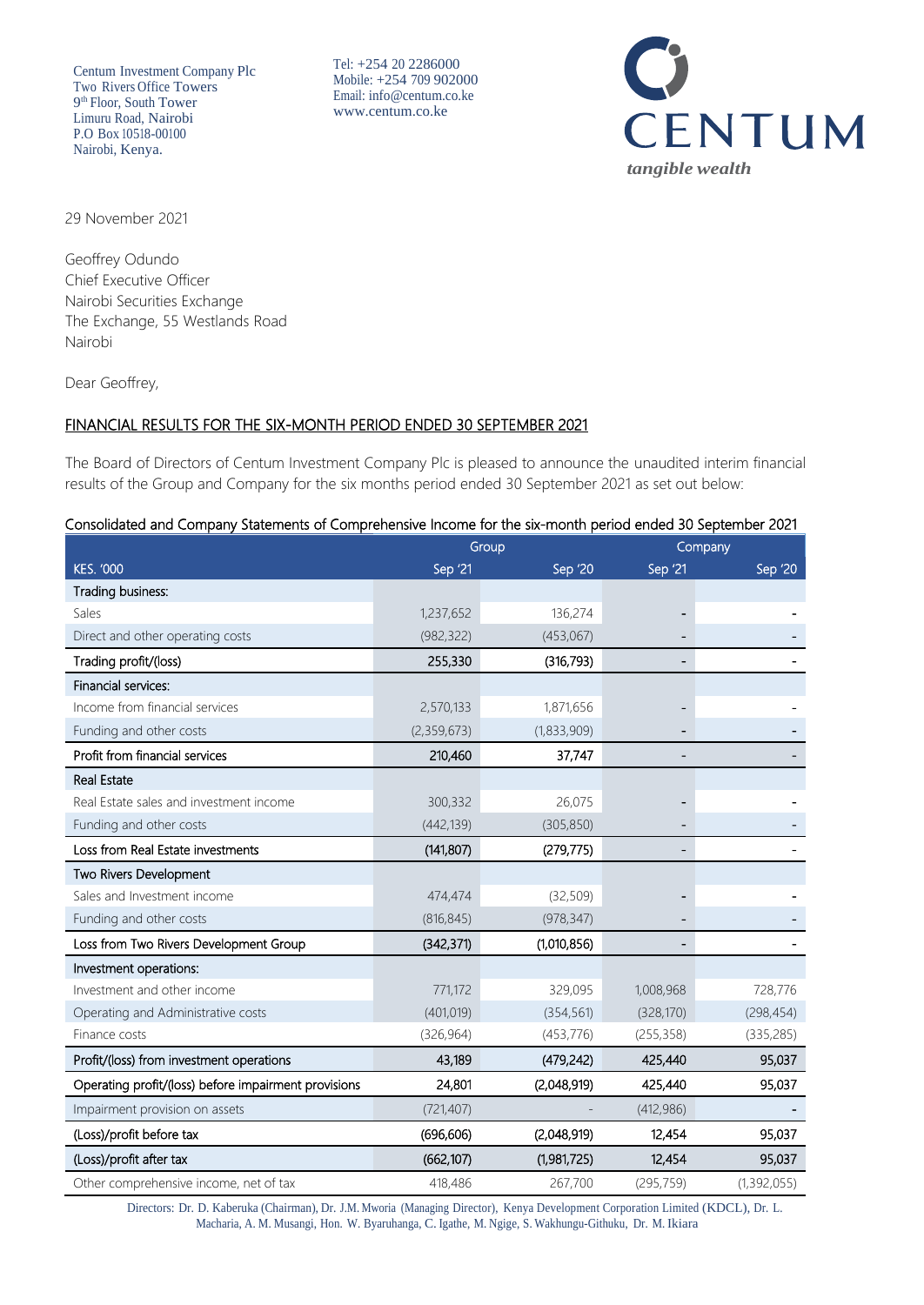Centum Investment Company Plc
Two Rivers Office Towers
9th Floor, South Tower
Limuru Road, Nairobi
P.O Box 10518-00100
Nairobi, Kenya.

Tel: +254 20 2286000
Mobile: +254 709 902000
Email: info@centum.co.ke
www.centum.co.ke

CENTUM
*tangible wealth*

29 November 2021

Geoffrey Odundo
Chief Executive Officer
Nairobi Securities Exchange
The Exchange, 55 Westlands Road
Nairobi

Dear Geoffrey,

## FINANCIAL RESULTS FOR THE SIX-MONTH PERIOD ENDED 30 SEPTEMBER 2021

The Board of Directors of Centum Investment Company Plc is pleased to announce the unaudited interim financial results of the Group and Company for the six months period ended 30 September 2021 as set out below:

### Consolidated and Company Statements of Comprehensive Income for the six-month period ended 30 September 2021

| | Group | | Company | |
|---|---|---|---|---|
| KES. '000 | Sep '21 | Sep '20 | Sep '21 | Sep '20 |
| **Trading business:** | | | | |
| Sales | 1,237,652 | 136,274 | - | - |
| Direct and other operating costs | (982,322) | (453,067) | - | - |
| **Trading profit/(loss)** | **255,330** | **(316,793)** | - | - |
| **Financial services:** | | | | |
| Income from financial services | 2,570,133 | 1,871,656 | - | - |
| Funding and other costs | (2,359,673) | (1,833,909) | - | - |
| **Profit from financial services** | **210,460** | **37,747** | - | - |
| **Real Estate** | | | | |
| Real Estate sales and investment income | 300,332 | 26,075 | - | - |
| Funding and other costs | (442,139) | (305,850) | - | - |
| **Loss from Real Estate investments** | **(141,807)** | **(279,775)** | - | - |
| **Two Rivers Development** | | | | |
| Sales and Investment income | 474,474 | (32,509) | - | - |
| Funding and other costs | (816,845) | (978,347) | - | - |
| **Loss from Two Rivers Development Group** | **(342,371)** | **(1,010,856)** | - | - |
| **Investment operations:** | | | | |
| Investment and other income | 771,172 | 329,095 | 1,008,968 | 728,776 |
| Operating and Administrative costs | (401,019) | (354,561) | (328,170) | (298,454) |
| Finance costs | (326,964) | (453,776) | (255,358) | (335,285) |
| **Profit/(loss) from investment operations** | **43,189** | **(479,242)** | **425,440** | **95,037** |
| **Operating profit/(loss) before impairment provisions** | **24,801** | **(2,048,919)** | **425,440** | **95,037** |
| Impairment provision on assets | (721,407) | - | (412,986) | - |
| **(Loss)/profit before tax** | **(696,606)** | **(2,048,919)** | **12,454** | **95,037** |
| **(Loss)/profit after tax** | **(662,107)** | **(1,981,725)** | **12,454** | **95,037** |
| Other comprehensive income, net of tax | 418,486 | 267,700 | (295,759) | (1,392,055) |

Directors: Dr. D. Kaberuka (Chairman), Dr. J.M. Mworia (Managing Director), Kenya Development Corporation Limited (KDCL), Dr. L. Macharia, A. M. Musangi, Hon. W. Byaruhanga, C. Igathe, M. Ngige, S. Wakhungu-Githuku, Dr. M. Ikiara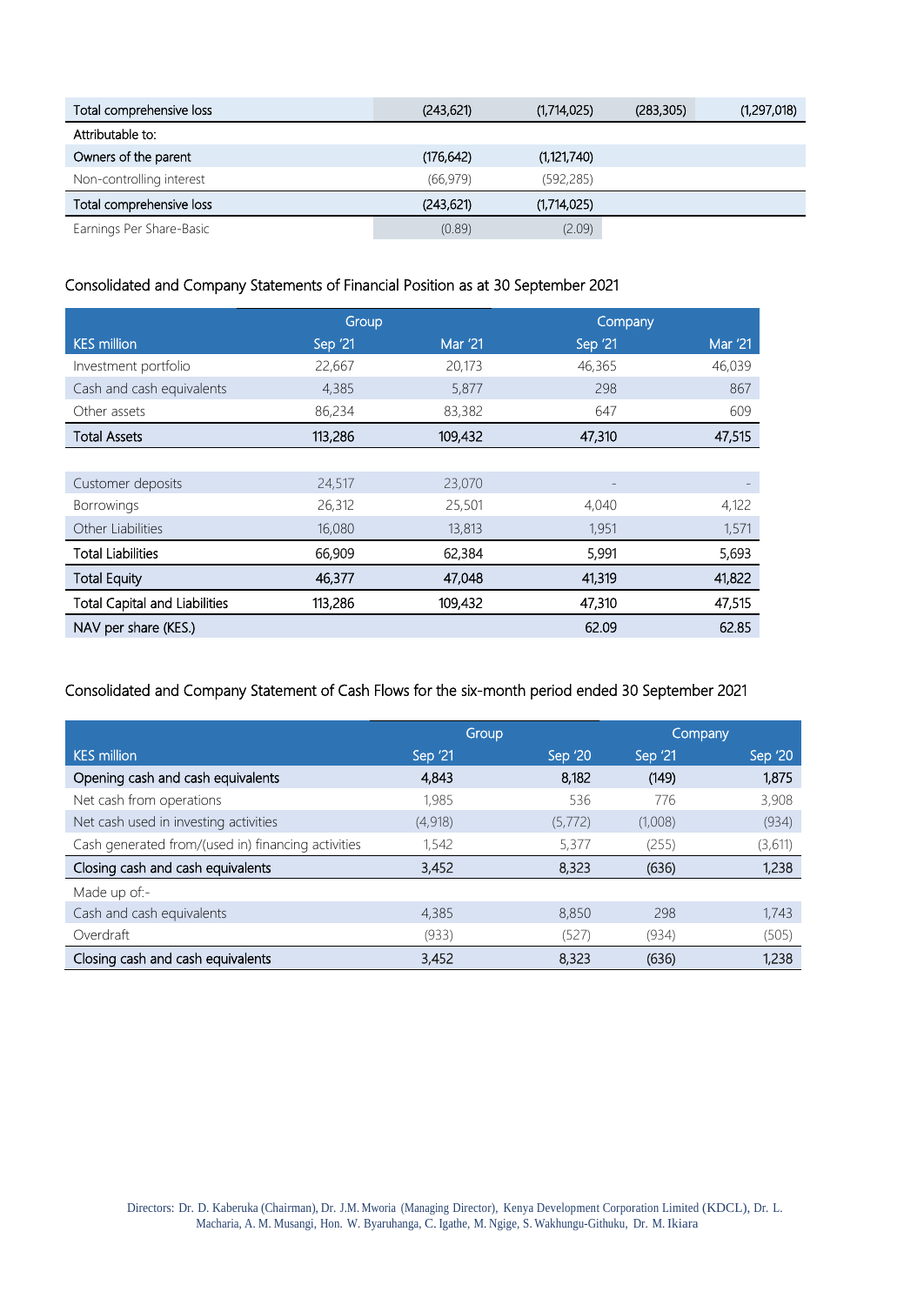| | | | | |
|---|---|---|---|---|
| Total comprehensive loss | (243,621) | (1,714,025) | (283,305) | (1,297,018) |
| Attributable to: | | | | |
| Owners of the parent | (176,642) | (1,121,740) | | |
| Non-controlling interest | (66,979) | (592,285) | | |
| Total comprehensive loss | (243,621) | (1,714,025) | | |
| Earnings Per Share-Basic | (0.89) | (2.09) | | |

## Consolidated and Company Statements of Financial Position as at 30 September 2021

| | Group | | Company | |
|---|---|---|---|---|
| KES million | Sep '21 | Mar '21 | Sep '21 | Mar '21 |
| Investment portfolio | 22,667 | 20,173 | 46,365 | 46,039 |
| Cash and cash equivalents | 4,385 | 5,877 | 298 | 867 |
| Other assets | 86,234 | 83,382 | 647 | 609 |
| **Total Assets** | **113,286** | **109,432** | **47,310** | **47,515** |
| | | | | |
| Customer deposits | 24,517 | 23,070 | - | - |
| Borrowings | 26,312 | 25,501 | 4,040 | 4,122 |
| Other Liabilities | 16,080 | 13,813 | 1,951 | 1,571 |
| **Total Liabilities** | **66,909** | **62,384** | **5,991** | **5,693** |
| **Total Equity** | **46,377** | **47,048** | **41,319** | **41,822** |
| **Total Capital and Liabilities** | **113,286** | **109,432** | **47,310** | **47,515** |
| **NAV per share (KES.)** | | | **62.09** | **62.85** |

## Consolidated and Company Statement of Cash Flows for the six-month period ended 30 September 2021

| | Group | | Company | |
|---|---|---|---|---|
| KES million | Sep '21 | Sep '20 | Sep '21 | Sep '20 |
| **Opening cash and cash equivalents** | **4,843** | **8,182** | **(149)** | **1,875** |
| Net cash from operations | 1,985 | 536 | 776 | 3,908 |
| Net cash used in investing activities | (4,918) | (5,772) | (1,008) | (934) |
| Cash generated from/(used in) financing activities | 1,542 | 5,377 | (255) | (3,611) |
| **Closing cash and cash equivalents** | **3,452** | **8,323** | **(636)** | **1,238** |
| Made up of:- | | | | |
| Cash and cash equivalents | 4,385 | 8,850 | 298 | 1,743 |
| Overdraft | (933) | (527) | (934) | (505) |
| **Closing cash and cash equivalents** | **3,452** | **8,323** | **(636)** | **1,238** |

Directors: Dr. D. Kaberuka (Chairman), Dr. J.M. Mworia (Managing Director), Kenya Development Corporation Limited (KDCL), Dr. L. Macharia, A. M. Musangi, Hon. W. Byaruhanga, C. Igathe, M. Ngige, S. Wakhungu-Githuku, Dr. M. Ikiara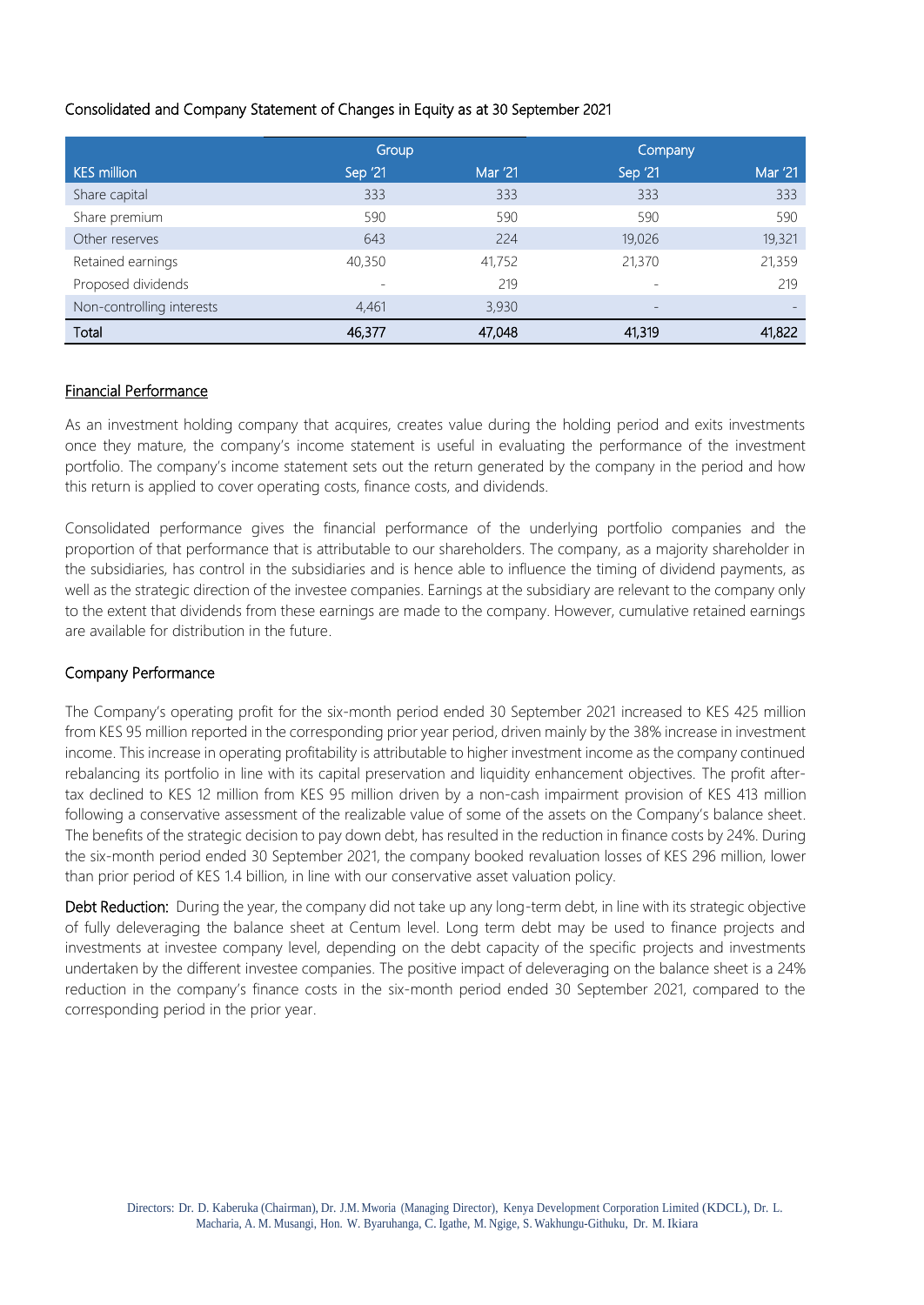Consolidated and Company Statement of Changes in Equity as at 30 September 2021

| | Group | | Company | |
|---|---|---|---|---|
| KES million | Sep '21 | Mar '21 | Sep '21 | Mar '21 |
| Share capital | 333 | 333 | 333 | 333 |
| Share premium | 590 | 590 | 590 | 590 |
| Other reserves | 643 | 224 | 19,026 | 19,321 |
| Retained earnings | 40,350 | 41,752 | 21,370 | 21,359 |
| Proposed dividends | - | 219 | - | 219 |
| Non-controlling interests | 4,461 | 3,930 | - | - |
| Total | 46,377 | 47,048 | 41,319 | 41,822 |

## Financial Performance

As an investment holding company that acquires, creates value during the holding period and exits investments once they mature, the company's income statement is useful in evaluating the performance of the investment portfolio. The company's income statement sets out the return generated by the company in the period and how this return is applied to cover operating costs, finance costs, and dividends.

Consolidated performance gives the financial performance of the underlying portfolio companies and the proportion of that performance that is attributable to our shareholders. The company, as a majority shareholder in the subsidiaries, has control in the subsidiaries and is hence able to influence the timing of dividend payments, as well as the strategic direction of the investee companies. Earnings at the subsidiary are relevant to the company only to the extent that dividends from these earnings are made to the company. However, cumulative retained earnings are available for distribution in the future.

## Company Performance

The Company's operating profit for the six-month period ended 30 September 2021 increased to KES 425 million from KES 95 million reported in the corresponding prior year period, driven mainly by the 38% increase in investment income. This increase in operating profitability is attributable to higher investment income as the company continued rebalancing its portfolio in line with its capital preservation and liquidity enhancement objectives. The profit after-tax declined to KES 12 million from KES 95 million driven by a non-cash impairment provision of KES 413 million following a conservative assessment of the realizable value of some of the assets on the Company's balance sheet. The benefits of the strategic decision to pay down debt, has resulted in the reduction in finance costs by 24%. During the six-month period ended 30 September 2021, the company booked revaluation losses of KES 296 million, lower than prior period of KES 1.4 billion, in line with our conservative asset valuation policy.

**Debt Reduction:** During the year, the company did not take up any long-term debt, in line with its strategic objective of fully deleveraging the balance sheet at Centum level. Long term debt may be used to finance projects and investments at investee company level, depending on the debt capacity of the specific projects and investments undertaken by the different investee companies. The positive impact of deleveraging on the balance sheet is a 24% reduction in the company's finance costs in the six-month period ended 30 September 2021, compared to the corresponding period in the prior year.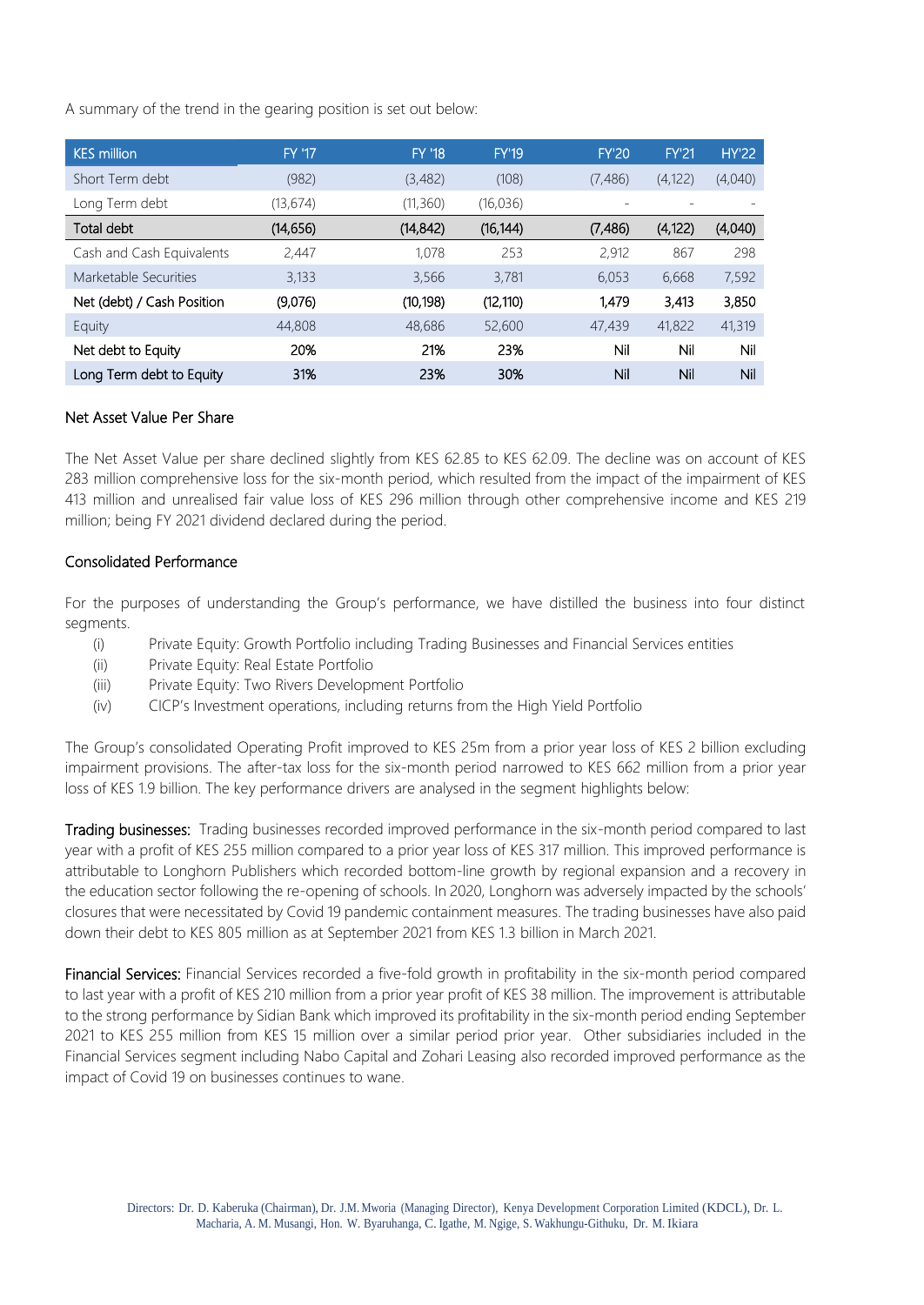A summary of the trend in the gearing position is set out below:

| KES million | FY '17 | FY '18 | FY'19 | FY'20 | FY'21 | HY'22 |
|---|---|---|---|---|---|---|
| Short Term debt | (982) | (3,482) | (108) | (7,486) | (4,122) | (4,040) |
| Long Term debt | (13,674) | (11,360) | (16,036) | - | - | - |
| **Total debt** | **(14,656)** | **(14,842)** | **(16,144)** | **(7,486)** | **(4,122)** | **(4,040)** |
| Cash and Cash Equivalents | 2,447 | 1,078 | 253 | 2,912 | 867 | 298 |
| Marketable Securities | 3,133 | 3,566 | 3,781 | 6,053 | 6,668 | 7,592 |
| **Net (debt) / Cash Position** | **(9,076)** | **(10,198)** | **(12,110)** | **1,479** | **3,413** | **3,850** |
| Equity | 44,808 | 48,686 | 52,600 | 47,439 | 41,822 | 41,319 |
| **Net debt to Equity** | **20%** | **21%** | **23%** | **Nil** | **Nil** | **Nil** |
| **Long Term debt to Equity** | **31%** | **23%** | **30%** | **Nil** | **Nil** | **Nil** |

## Net Asset Value Per Share

The Net Asset Value per share declined slightly from KES 62.85 to KES 62.09. The decline was on account of KES 283 million comprehensive loss for the six-month period, which resulted from the impact of the impairment of KES 413 million and unrealised fair value loss of KES 296 million through other comprehensive income and KES 219 million; being FY 2021 dividend declared during the period.

## Consolidated Performance

For the purposes of understanding the Group's performance, we have distilled the business into four distinct segments.

(i) Private Equity: Growth Portfolio including Trading Businesses and Financial Services entities
(ii) Private Equity: Real Estate Portfolio
(iii) Private Equity: Two Rivers Development Portfolio
(iv) CICP's Investment operations, including returns from the High Yield Portfolio

The Group's consolidated Operating Profit improved to KES 25m from a prior year loss of KES 2 billion excluding impairment provisions. The after-tax loss for the six-month period narrowed to KES 662 million from a prior year loss of KES 1.9 billion. The key performance drivers are analysed in the segment highlights below:

**Trading businesses:** Trading businesses recorded improved performance in the six-month period compared to last year with a profit of KES 255 million compared to a prior year loss of KES 317 million. This improved performance is attributable to Longhorn Publishers which recorded bottom-line growth by regional expansion and a recovery in the education sector following the re-opening of schools. In 2020, Longhorn was adversely impacted by the schools' closures that were necessitated by Covid 19 pandemic containment measures. The trading businesses have also paid down their debt to KES 805 million as at September 2021 from KES 1.3 billion in March 2021.

**Financial Services:** Financial Services recorded a five-fold growth in profitability in the six-month period compared to last year with a profit of KES 210 million from a prior year profit of KES 38 million. The improvement is attributable to the strong performance by Sidian Bank which improved its profitability in the six-month period ending September 2021 to KES 255 million from KES 15 million over a similar period prior year. Other subsidiaries included in the Financial Services segment including Nabo Capital and Zohari Leasing also recorded improved performance as the impact of Covid 19 on businesses continues to wane.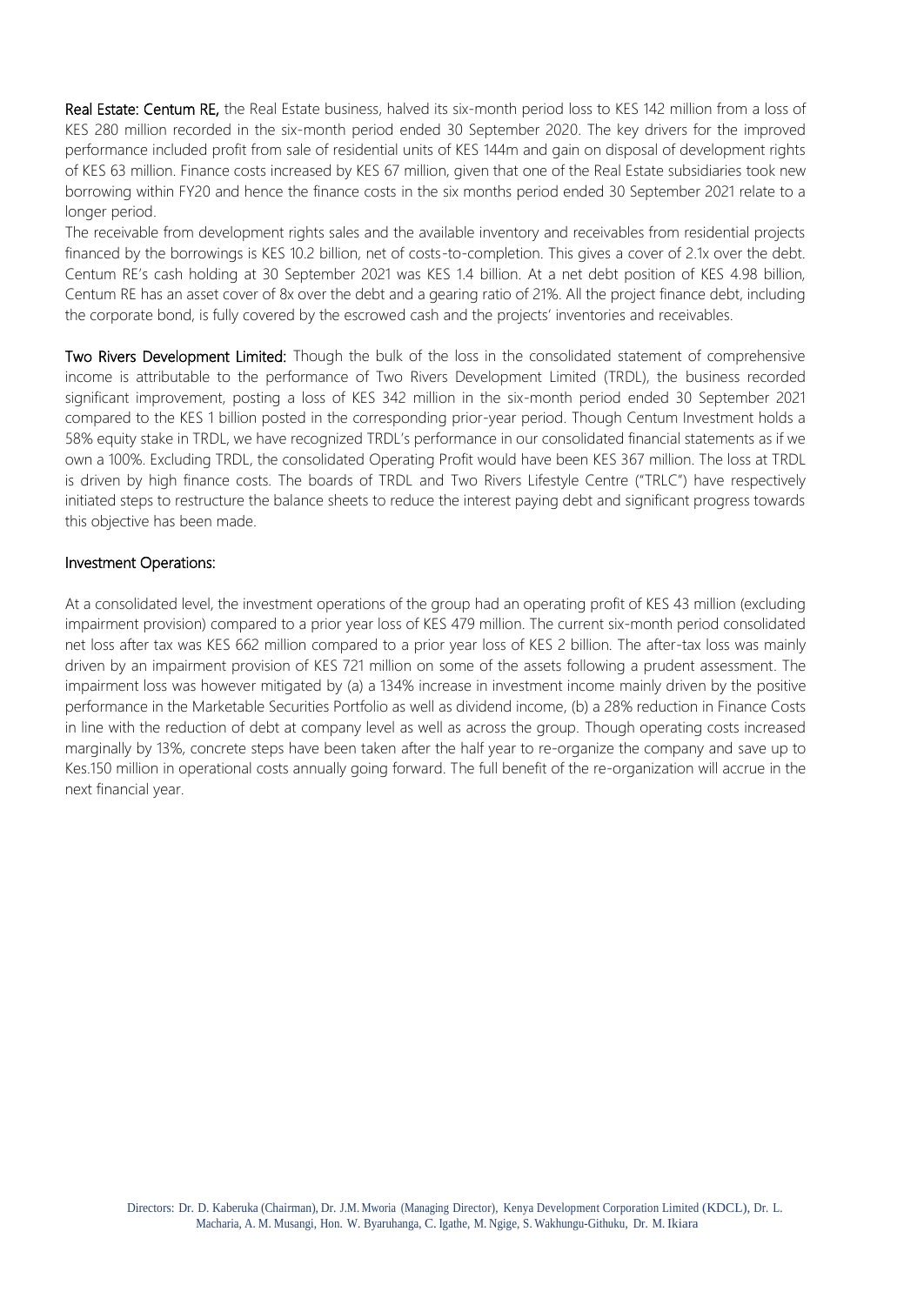**Real Estate: Centum RE,** the Real Estate business, halved its six-month period loss to KES 142 million from a loss of KES 280 million recorded in the six-month period ended 30 September 2020. The key drivers for the improved performance included profit from sale of residential units of KES 144m and gain on disposal of development rights of KES 63 million. Finance costs increased by KES 67 million, given that one of the Real Estate subsidiaries took new borrowing within FY20 and hence the finance costs in the six months period ended 30 September 2021 relate to a longer period.

The receivable from development rights sales and the available inventory and receivables from residential projects financed by the borrowings is KES 10.2 billion, net of costs-to-completion. This gives a cover of 2.1x over the debt. Centum RE's cash holding at 30 September 2021 was KES 1.4 billion. At a net debt position of KES 4.98 billion, Centum RE has an asset cover of 8x over the debt and a gearing ratio of 21%. All the project finance debt, including the corporate bond, is fully covered by the escrowed cash and the projects' inventories and receivables.

**Two Rivers Development Limited:** Though the bulk of the loss in the consolidated statement of comprehensive income is attributable to the performance of Two Rivers Development Limited (TRDL), the business recorded significant improvement, posting a loss of KES 342 million in the six-month period ended 30 September 2021 compared to the KES 1 billion posted in the corresponding prior-year period. Though Centum Investment holds a 58% equity stake in TRDL, we have recognized TRDL's performance in our consolidated financial statements as if we own a 100%. Excluding TRDL, the consolidated Operating Profit would have been KES 367 million. The loss at TRDL is driven by high finance costs. The boards of TRDL and Two Rivers Lifestyle Centre ("TRLC") have respectively initiated steps to restructure the balance sheets to reduce the interest paying debt and significant progress towards this objective has been made.

## Investment Operations:

At a consolidated level, the investment operations of the group had an operating profit of KES 43 million (excluding impairment provision) compared to a prior year loss of KES 479 million. The current six-month period consolidated net loss after tax was KES 662 million compared to a prior year loss of KES 2 billion. The after-tax loss was mainly driven by an impairment provision of KES 721 million on some of the assets following a prudent assessment. The impairment loss was however mitigated by (a) a 134% increase in investment income mainly driven by the positive performance in the Marketable Securities Portfolio as well as dividend income, (b) a 28% reduction in Finance Costs in line with the reduction of debt at company level as well as across the group. Though operating costs increased marginally by 13%, concrete steps have been taken after the half year to re-organize the company and save up to Kes.150 million in operational costs annually going forward. The full benefit of the re-organization will accrue in the next financial year.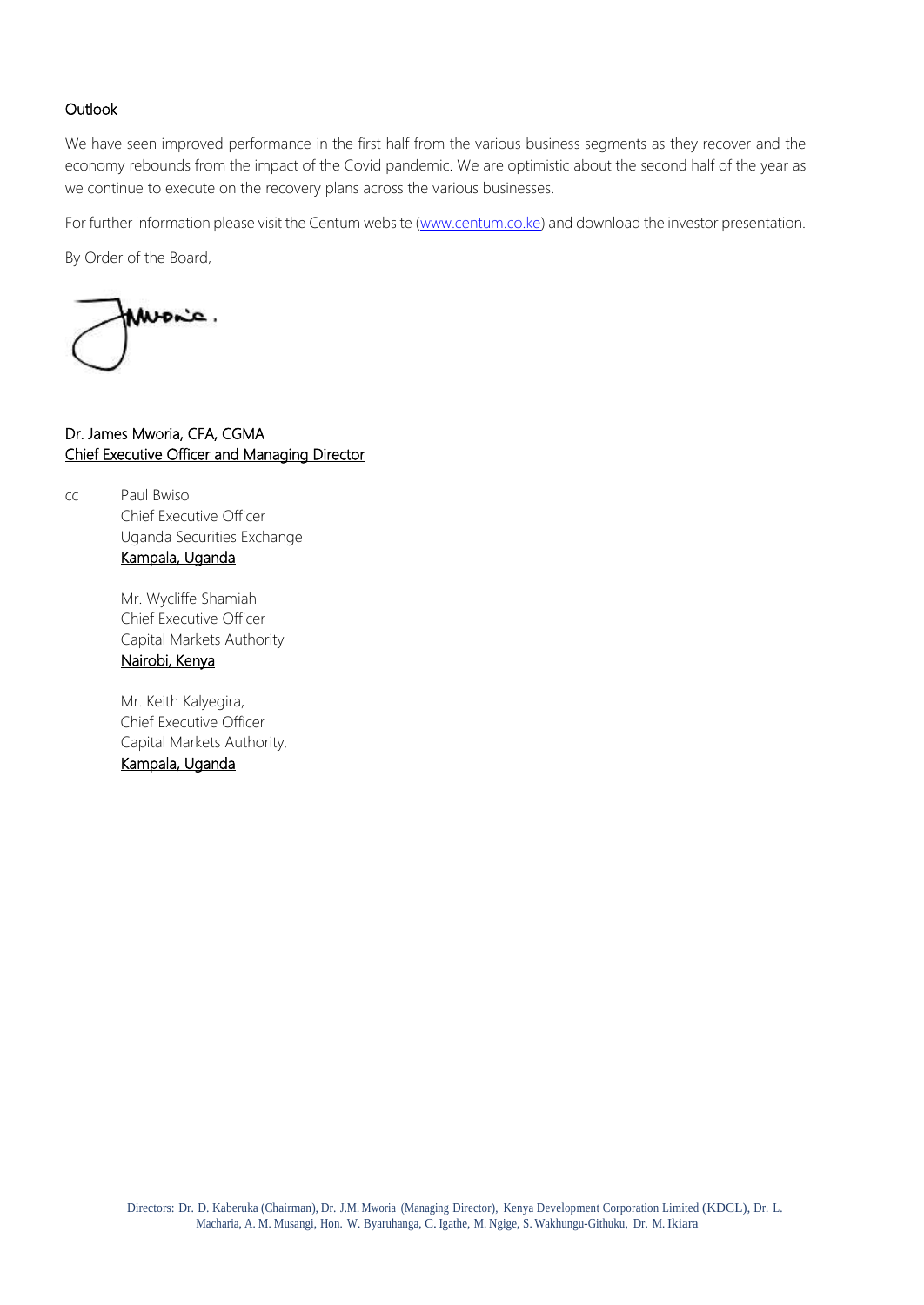## Outlook

We have seen improved performance in the first half from the various business segments as they recover and the economy rebounds from the impact of the Covid pandemic. We are optimistic about the second half of the year as we continue to execute on the recovery plans across the various businesses.

For further information please visit the Centum website ([www.centum.co.ke](www.centum.co.ke)) and download the investor presentation.

By Order of the Board,

Dr. James Mworia, CFA, CGMA
Chief Executive Officer and Managing Director

cc Paul Bwiso
Chief Executive Officer
Uganda Securities Exchange
Kampala, Uganda

Mr. Wycliffe Shamiah
Chief Executive Officer
Capital Markets Authority
Nairobi, Kenya

Mr. Keith Kalyegira,
Chief Executive Officer
Capital Markets Authority,
Kampala, Uganda

Directors: Dr. D. Kaberuka (Chairman), Dr. J.M. Mworia (Managing Director), Kenya Development Corporation Limited (KDCL), Dr. L. Macharia, A. M. Musangi, Hon. W. Byaruhanga, C. Igathe, M. Ngige, S. Wakhungu-Githuku, Dr. M. Ikiara